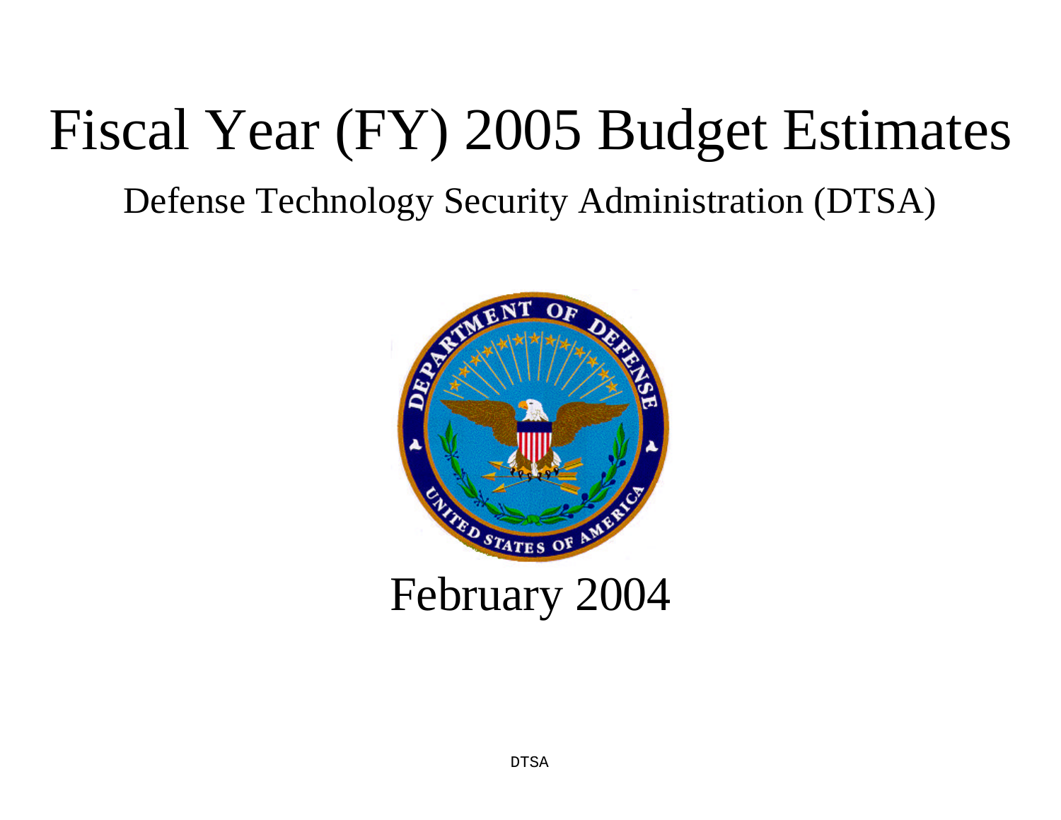# Fiscal Year (FY) 2005 Budget Estimates

## Defense Technology Security Administration (DTSA)

February 2004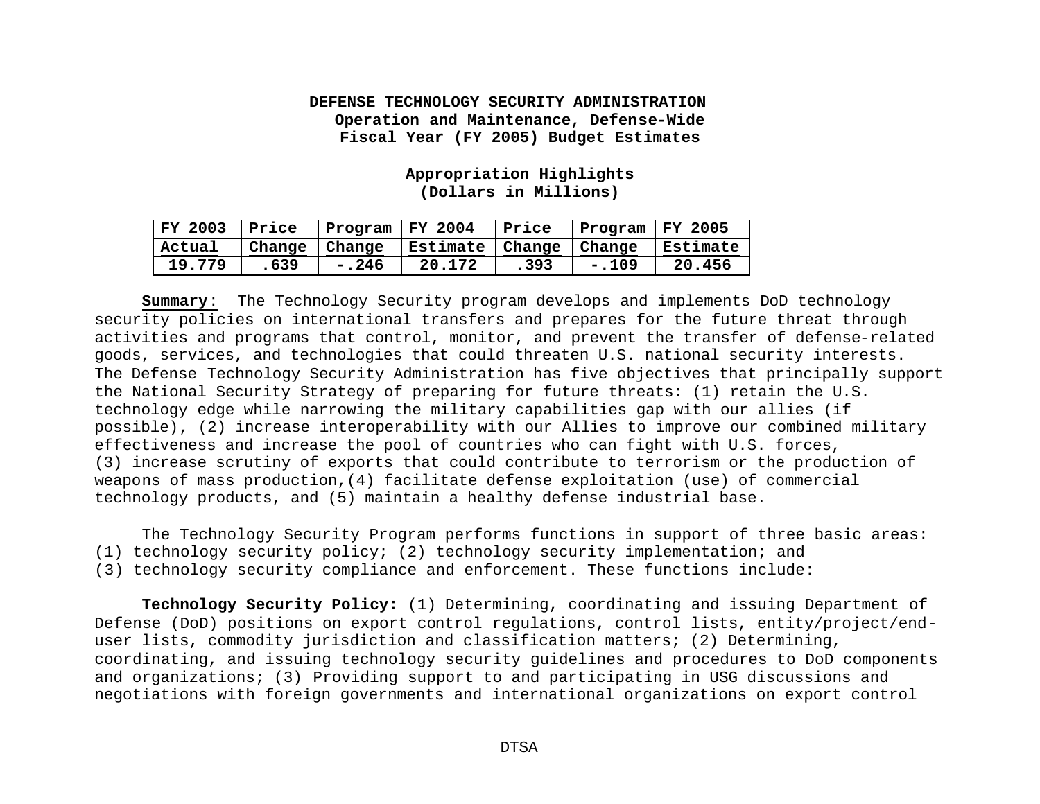**DEFENSE TECHNOLOGY SECURITY ADMINISTRATION**
**Operation and Maintenance, Defense-Wide**
**Fiscal Year (FY 2005) Budget Estimates**

**Appropriation Highlights**
**(Dollars in Millions)**

| FY 2003 Actual | Price Change | Program Change | FY 2004 Estimate | Price Change | Program Change | FY 2005 Estimate |
|---|---|---|---|---|---|---|
| 19.779 | .639 | -.246 | 20.172 | .393 | -.109 | 20.456 |

**Summary**: The Technology Security program develops and implements DoD technology security policies on international transfers and prepares for the future threat through activities and programs that control, monitor, and prevent the transfer of defense-related goods, services, and technologies that could threaten U.S. national security interests. The Defense Technology Security Administration has five objectives that principally support the National Security Strategy of preparing for future threats: (1) retain the U.S. technology edge while narrowing the military capabilities gap with our allies (if possible), (2) increase interoperability with our Allies to improve our combined military effectiveness and increase the pool of countries who can fight with U.S. forces, (3) increase scrutiny of exports that could contribute to terrorism or the production of weapons of mass production,(4) facilitate defense exploitation (use) of commercial technology products, and (5) maintain a healthy defense industrial base.

The Technology Security Program performs functions in support of three basic areas: (1) technology security policy; (2) technology security implementation; and (3) technology security compliance and enforcement. These functions include:

**Technology Security Policy:** (1) Determining, coordinating and issuing Department of Defense (DoD) positions on export control regulations, control lists, entity/project/end-user lists, commodity jurisdiction and classification matters; (2) Determining, coordinating, and issuing technology security guidelines and procedures to DoD components and organizations; (3) Providing support to and participating in USG discussions and negotiations with foreign governments and international organizations on export control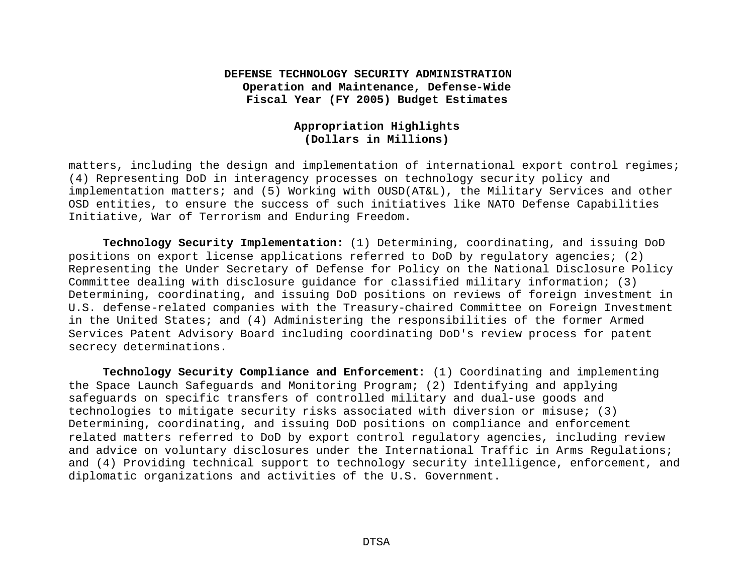matters, including the design and implementation of international export control regimes; (4) Representing DoD in interagency processes on technology security policy and implementation matters; and (5) Working with OUSD(AT&L), the Military Services and other OSD entities, to ensure the success of such initiatives like NATO Defense Capabilities Initiative, War of Terrorism and Enduring Freedom.

**Technology Security Implementation:** (1) Determining, coordinating, and issuing DoD positions on export license applications referred to DoD by regulatory agencies; (2) Representing the Under Secretary of Defense for Policy on the National Disclosure Policy Committee dealing with disclosure guidance for classified military information; (3) Determining, coordinating, and issuing DoD positions on reviews of foreign investment in U.S. defense-related companies with the Treasury-chaired Committee on Foreign Investment in the United States; and (4) Administering the responsibilities of the former Armed Services Patent Advisory Board including coordinating DoD's review process for patent secrecy determinations.

**Technology Security Compliance and Enforcement:** (1) Coordinating and implementing the Space Launch Safeguards and Monitoring Program; (2) Identifying and applying safeguards on specific transfers of controlled military and dual-use goods and technologies to mitigate security risks associated with diversion or misuse; (3) Determining, coordinating, and issuing DoD positions on compliance and enforcement related matters referred to DoD by export control regulatory agencies, including review and advice on voluntary disclosures under the International Traffic in Arms Regulations; and (4) Providing technical support to technology security intelligence, enforcement, and diplomatic organizations and activities of the U.S. Government.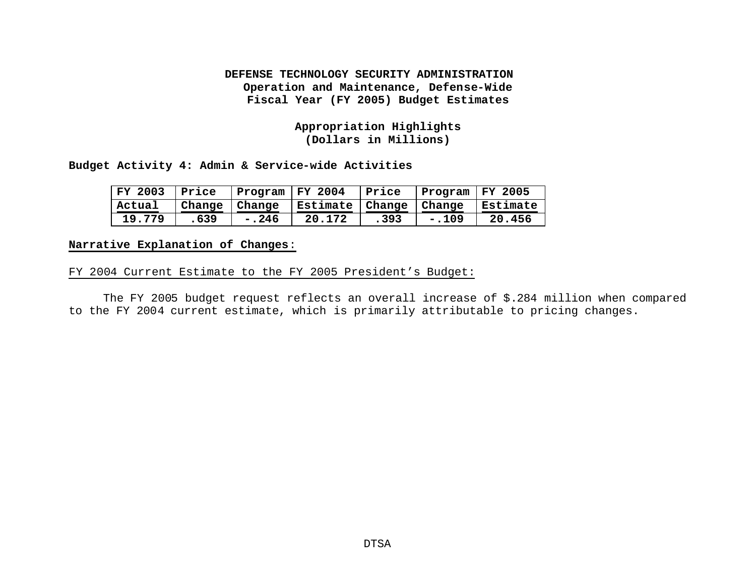**DEFENSE TECHNOLOGY SECURITY ADMINISTRATION**
**Operation and Maintenance, Defense-Wide**
**Fiscal Year (FY 2005) Budget Estimates**

**Appropriation Highlights**
**(Dollars in Millions)**

**Budget Activity 4: Admin & Service-wide Activities**

| FY 2003 Actual | Price Change | Program Change | FY 2004 Estimate | Price Change | Program Change | FY 2005 Estimate |
|---|---|---|---|---|---|---|
| 19.779 | .639 | -.246 | 20.172 | .393 | -.109 | 20.456 |

**Narrative Explanation of Changes:**

FY 2004 Current Estimate to the FY 2005 President's Budget:

The FY 2005 budget request reflects an overall increase of $.284 million when compared to the FY 2004 current estimate, which is primarily attributable to pricing changes.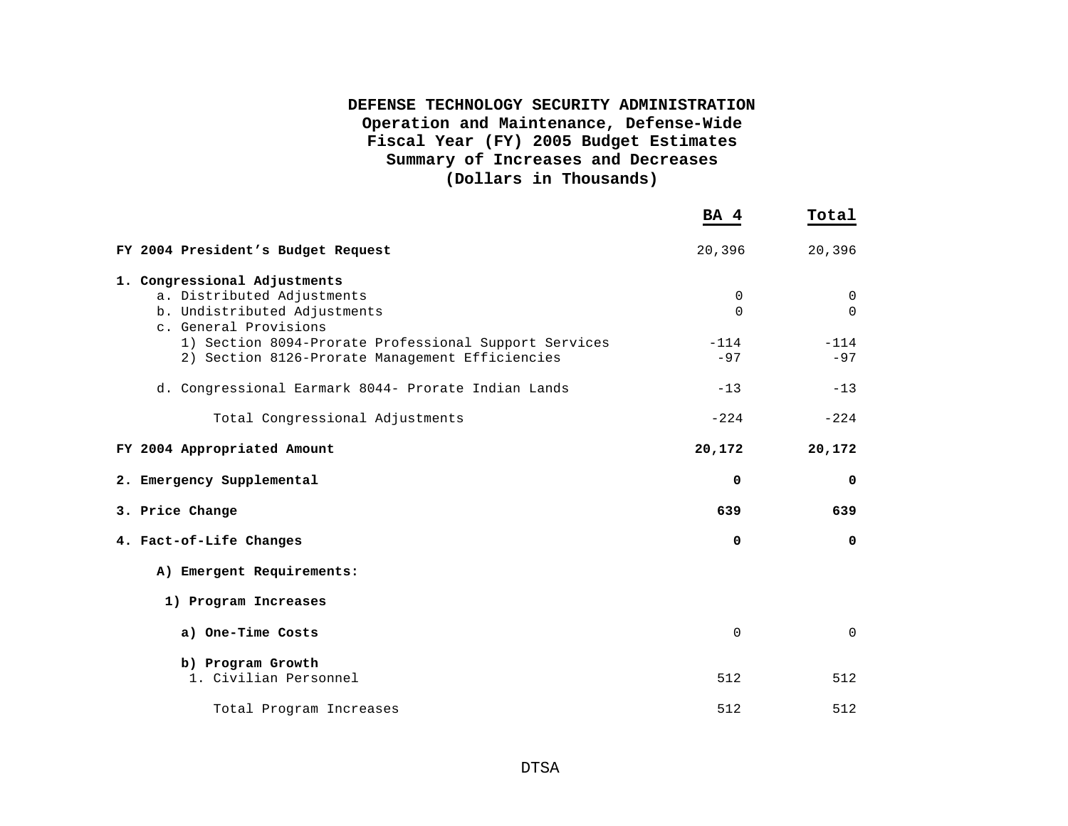**DEFENSE TECHNOLOGY SECURITY ADMINISTRATION**
**Operation and Maintenance, Defense-Wide**
**Fiscal Year (FY) 2005 Budget Estimates**
**Summary of Increases and Decreases**
**(Dollars in Thousands)**

| | BA 4 | Total |
|---|---|---|
| **FY 2004 President's Budget Request** | 20,396 | 20,396 |
| **1. Congressional Adjustments** | | |
| a. Distributed Adjustments | 0 | 0 |
| b. Undistributed Adjustments | 0 | 0 |
| c. General Provisions | | |
| 1) Section 8094-Prorate Professional Support Services | -114 | -114 |
| 2) Section 8126-Prorate Management Efficiencies | -97 | -97 |
| d. Congressional Earmark 8044- Prorate Indian Lands | -13 | -13 |
| Total Congressional Adjustments | -224 | -224 |
| **FY 2004 Appropriated Amount** | **20,172** | **20,172** |
| **2. Emergency Supplemental** | **0** | **0** |
| **3. Price Change** | **639** | **639** |
| **4. Fact-of-Life Changes** | **0** | **0** |
| **A) Emergent Requirements:** | | |
| **1) Program Increases** | | |
| **a) One-Time Costs** | 0 | 0 |
| **b) Program Growth** | | |
| 1. Civilian Personnel | 512 | 512 |
| Total Program Increases | 512 | 512 |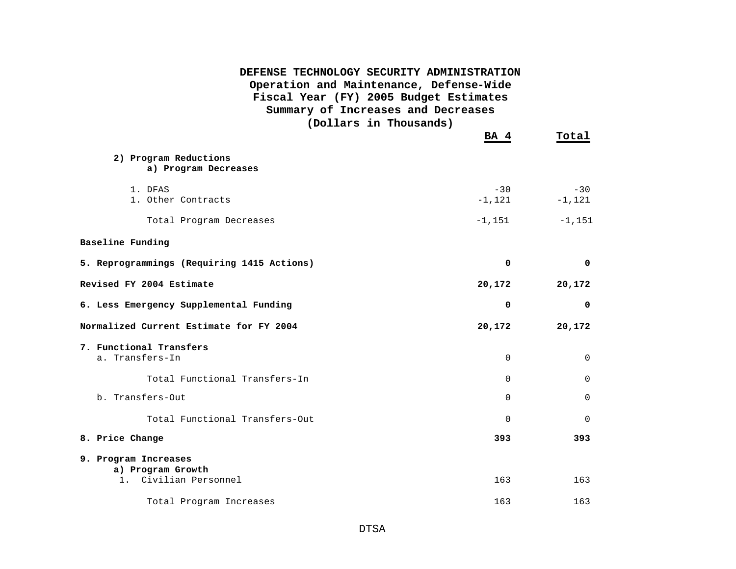**DEFENSE TECHNOLOGY SECURITY ADMINISTRATION**
**Operation and Maintenance, Defense-Wide**
**Fiscal Year (FY) 2005 Budget Estimates**
**Summary of Increases and Decreases**
**(Dollars in Thousands)**

| | BA 4 | Total |
|---|---|---|
| **2) Program Reductions** | | |
| **a) Program Decreases** | | |
| 1. DFAS | -30 | -30 |
| 1. Other Contracts | -1,121 | -1,121 |
| Total Program Decreases | -1,151 | -1,151 |
| **Baseline Funding** | | |
| **5. Reprogrammings (Requiring 1415 Actions)** | **0** | **0** |
| **Revised FY 2004 Estimate** | **20,172** | **20,172** |
| **6. Less Emergency Supplemental Funding** | **0** | **0** |
| **Normalized Current Estimate for FY 2004** | **20,172** | **20,172** |
| **7. Functional Transfers** | | |
| a. Transfers-In | 0 | 0 |
| Total Functional Transfers-In | 0 | 0 |
| b. Transfers-Out | 0 | 0 |
| Total Functional Transfers-Out | 0 | 0 |
| **8. Price Change** | **393** | **393** |
| **9. Program Increases** | | |
| **a) Program Growth** | | |
| 1. Civilian Personnel | 163 | 163 |
| Total Program Increases | 163 | 163 |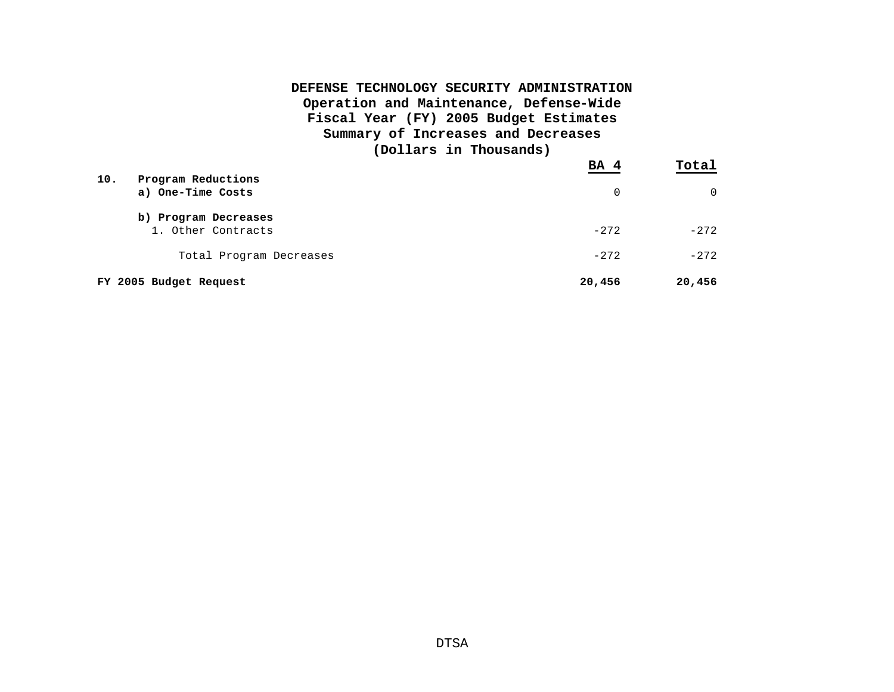**DEFENSE TECHNOLOGY SECURITY ADMINISTRATION**
**Operation and Maintenance, Defense-Wide**
**Fiscal Year (FY) 2005 Budget Estimates**
**Summary of Increases and Decreases**
**(Dollars in Thousands)**

| | BA 4 | Total |
|---|---|---|
| **10. Program Reductions** | | |
| **a) One-Time Costs** | 0 | 0 |
| **b) Program Decreases** | | |
| 1. Other Contracts | -272 | -272 |
| Total Program Decreases | -272 | -272 |
| **FY 2005 Budget Request** | **20,456** | **20,456** |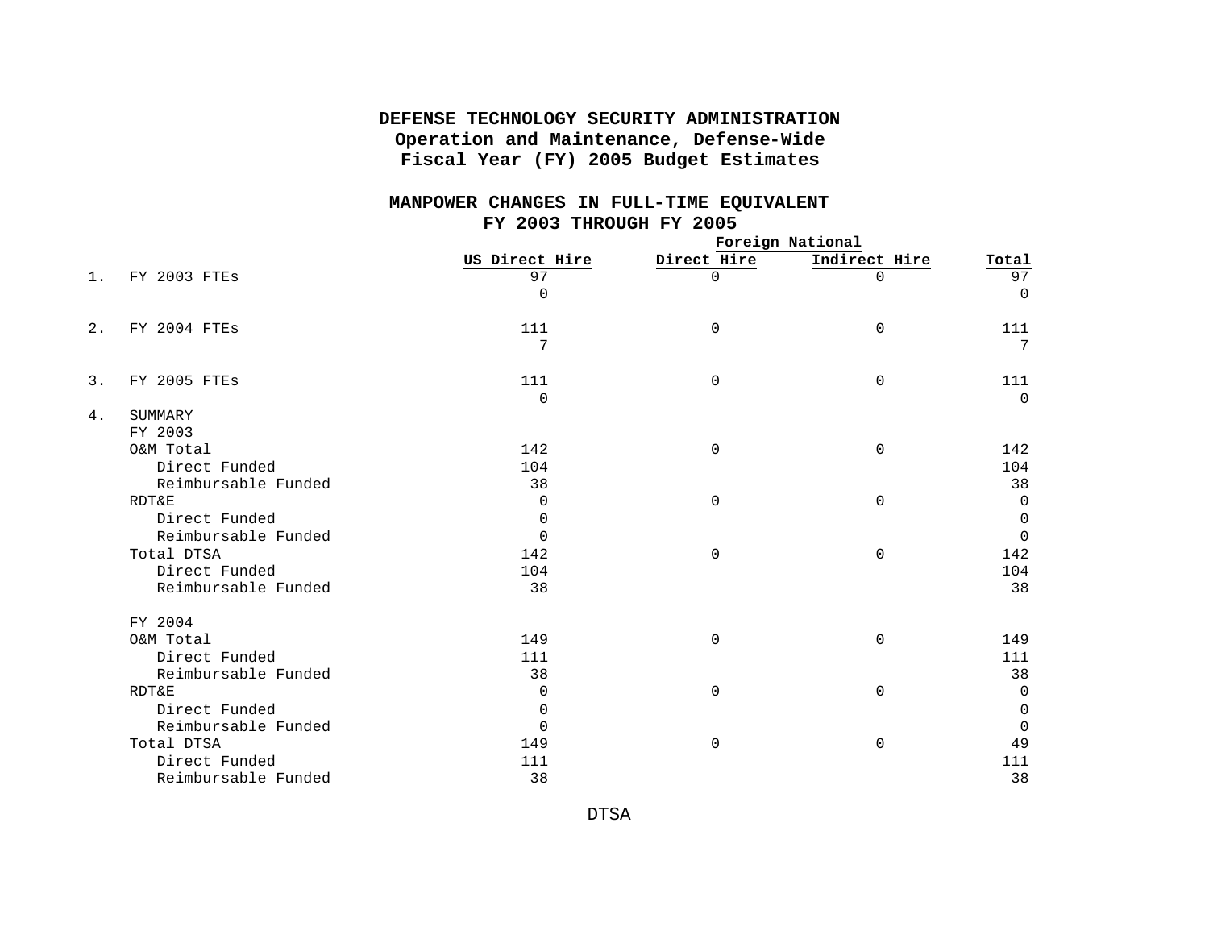**DEFENSE TECHNOLOGY SECURITY ADMINISTRATION**
**Operation and Maintenance, Defense-Wide**
**Fiscal Year (FY) 2005 Budget Estimates**

**MANPOWER CHANGES IN FULL-TIME EQUIVALENT**
**FY 2003 THROUGH FY 2005**

| | | | Foreign National | | |
|---|---|---|---|---|---|
| | | **US Direct Hire** | **Direct Hire** | **Indirect Hire** | **Total** |
| 1. | FY 2003 FTEs | 97 | 0 | 0 | 97 |
| | | 0 | | | 0 |
| 2. | FY 2004 FTEs | 111 | 0 | 0 | 111 |
| | | 7 | | | 7 |
| 3. | FY 2005 FTEs | 111 | 0 | 0 | 111 |
| | | 0 | | | 0 |
| 4. | SUMMARY | | | | |
| | FY 2003 | | | | |
| | O&M Total | 142 | 0 | 0 | 142 |
| | Direct Funded | 104 | | | 104 |
| | Reimbursable Funded | 38 | | | 38 |
| | RDT&E | 0 | 0 | 0 | 0 |
| | Direct Funded | 0 | | | 0 |
| | Reimbursable Funded | 0 | | | 0 |
| | Total DTSA | 142 | 0 | 0 | 142 |
| | Direct Funded | 104 | | | 104 |
| | Reimbursable Funded | 38 | | | 38 |
| | FY 2004 | | | | |
| | O&M Total | 149 | 0 | 0 | 149 |
| | Direct Funded | 111 | | | 111 |
| | Reimbursable Funded | 38 | | | 38 |
| | RDT&E | 0 | 0 | 0 | 0 |
| | Direct Funded | 0 | | | 0 |
| | Reimbursable Funded | 0 | | | 0 |
| | Total DTSA | 149 | 0 | 0 | 49 |
| | Direct Funded | 111 | | | 111 |
| | Reimbursable Funded | 38 | | | 38 |

DTSA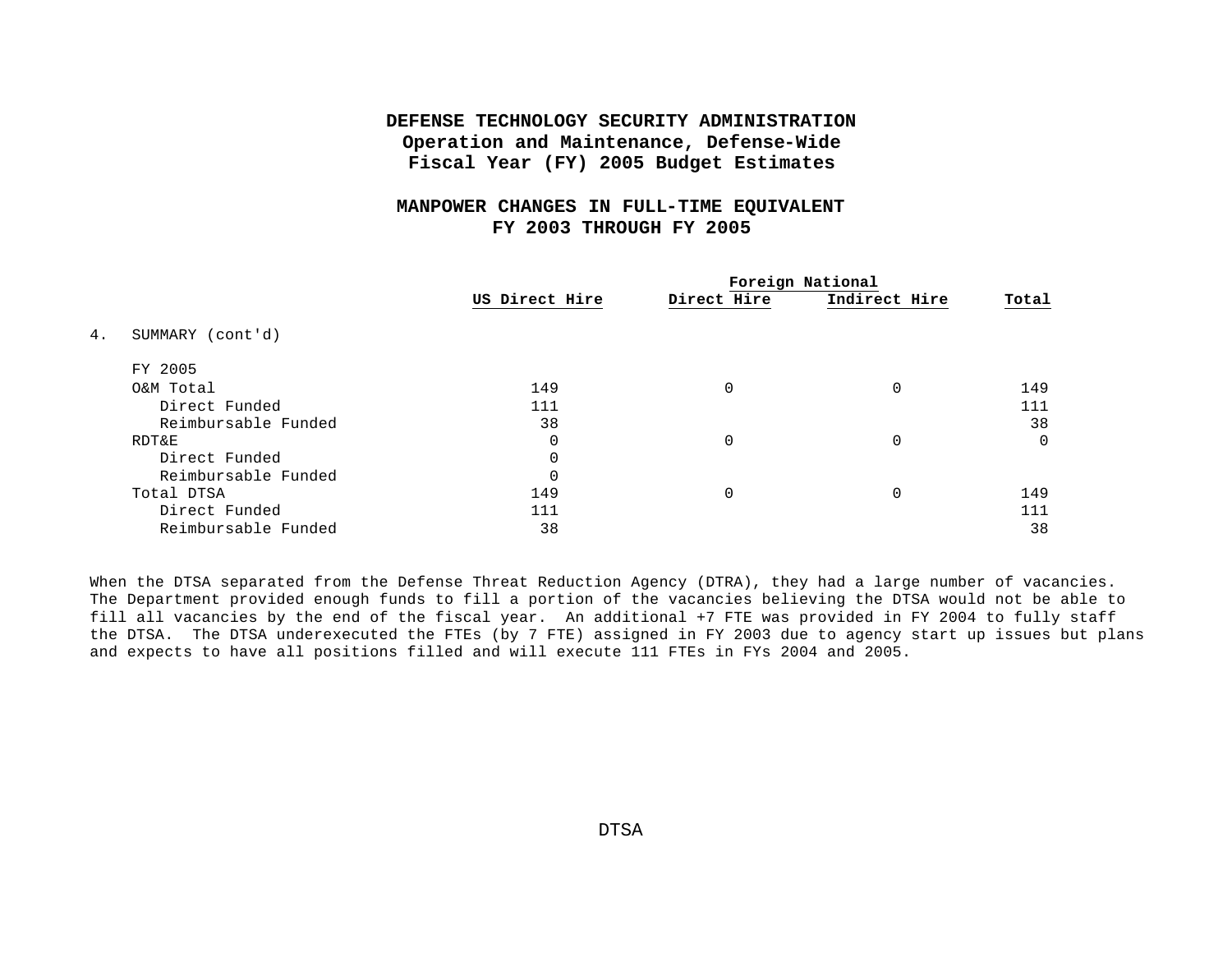# DEFENSE TECHNOLOGY SECURITY ADMINISTRATION
## Operation and Maintenance, Defense-Wide
## Fiscal Year (FY) 2005 Budget Estimates

## MANPOWER CHANGES IN FULL-TIME EQUIVALENT
## FY 2003 THROUGH FY 2005

| | US Direct Hire | Foreign National | | Total |
|---|---|---|---|---|
| | | Direct Hire | Indirect Hire | |
| 4. SUMMARY (cont'd) | | | | |
| FY 2005 | | | | |
| O&M Total | 149 | 0 | 0 | 149 |
| Direct Funded | 111 | | | 111 |
| Reimbursable Funded | 38 | | | 38 |
| RDT&E | 0 | 0 | 0 | 0 |
| Direct Funded | 0 | | | |
| Reimbursable Funded | 0 | | | |
| Total DTSA | 149 | 0 | 0 | 149 |
| Direct Funded | 111 | | | 111 |
| Reimbursable Funded | 38 | | | 38 |

When the DTSA separated from the Defense Threat Reduction Agency (DTRA), they had a large number of vacancies. The Department provided enough funds to fill a portion of the vacancies believing the DTSA would not be able to fill all vacancies by the end of the fiscal year. An additional +7 FTE was provided in FY 2004 to fully staff the DTSA. The DTSA underexecuted the FTEs (by 7 FTE) assigned in FY 2003 due to agency start up issues but plans and expects to have all positions filled and will execute 111 FTEs in FYs 2004 and 2005.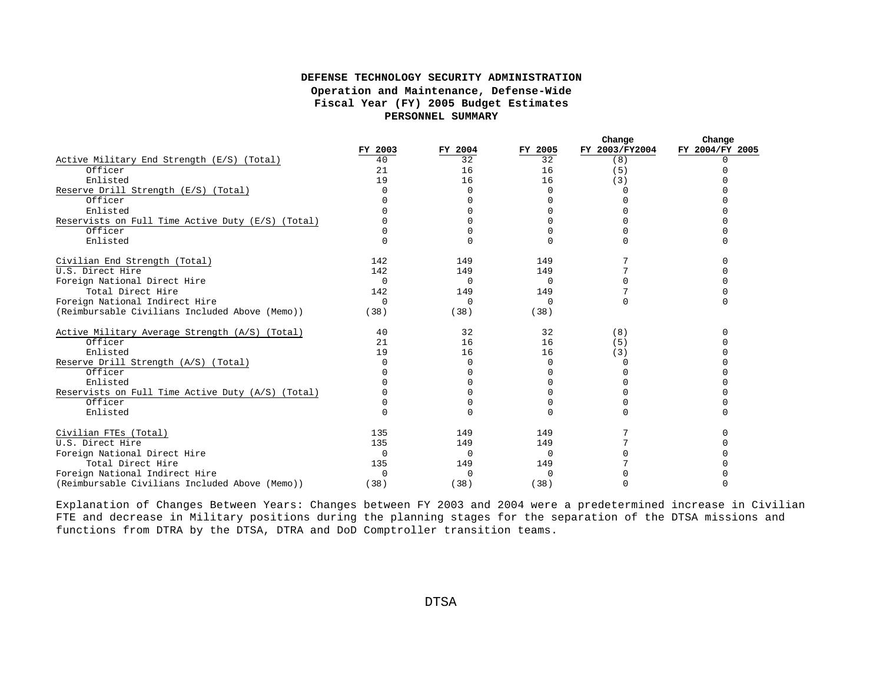# DEFENSE TECHNOLOGY SECURITY ADMINISTRATION
## Operation and Maintenance, Defense-Wide
## Fiscal Year (FY) 2005 Budget Estimates
## PERSONNEL SUMMARY

| | FY 2003 | FY 2004 | FY 2005 | Change FY 2003/FY2004 | Change FY 2004/FY 2005 |
|---|---|---|---|---|---|
| Active Military End Strength (E/S) (Total) | 40 | 32 | 32 | (8) | 0 |
| Officer | 21 | 16 | 16 | (5) | 0 |
| Enlisted | 19 | 16 | 16 | (3) | 0 |
| Reserve Drill Strength (E/S) (Total) | 0 | 0 | 0 | 0 | 0 |
| Officer | 0 | 0 | 0 | 0 | 0 |
| Enlisted | 0 | 0 | 0 | 0 | 0 |
| Reservists on Full Time Active Duty (E/S) (Total) | 0 | 0 | 0 | 0 | 0 |
| Officer | 0 | 0 | 0 | 0 | 0 |
| Enlisted | 0 | 0 | 0 | 0 | 0 |
| Civilian End Strength (Total) | 142 | 149 | 149 | 7 | 0 |
| U.S. Direct Hire | 142 | 149 | 149 | 7 | 0 |
| Foreign National Direct Hire | 0 | 0 | 0 | 0 | 0 |
| Total Direct Hire | 142 | 149 | 149 | 7 | 0 |
| Foreign National Indirect Hire | 0 | 0 | 0 | 0 | 0 |
| (Reimbursable Civilians Included Above (Memo)) | (38) | (38) | (38) | | |
| Active Military Average Strength (A/S) (Total) | 40 | 32 | 32 | (8) | 0 |
| Officer | 21 | 16 | 16 | (5) | 0 |
| Enlisted | 19 | 16 | 16 | (3) | 0 |
| Reserve Drill Strength (A/S) (Total) | 0 | 0 | 0 | 0 | 0 |
| Officer | 0 | 0 | 0 | 0 | 0 |
| Enlisted | 0 | 0 | 0 | 0 | 0 |
| Reservists on Full Time Active Duty (A/S) (Total) | 0 | 0 | 0 | 0 | 0 |
| Officer | 0 | 0 | 0 | 0 | 0 |
| Enlisted | 0 | 0 | 0 | 0 | 0 |
| Civilian FTEs (Total) | 135 | 149 | 149 | 7 | 0 |
| U.S. Direct Hire | 135 | 149 | 149 | 7 | 0 |
| Foreign National Direct Hire | 0 | 0 | 0 | 0 | 0 |
| Total Direct Hire | 135 | 149 | 149 | 7 | 0 |
| Foreign National Indirect Hire | 0 | 0 | 0 | 0 | 0 |
| (Reimbursable Civilians Included Above (Memo)) | (38) | (38) | (38) | 0 | 0 |

Explanation of Changes Between Years: Changes between FY 2003 and 2004 were a predetermined increase in Civilian FTE and decrease in Military positions during the planning stages for the separation of the DTSA missions and functions from DTRA by the DTSA, DTRA and DoD Comptroller transition teams.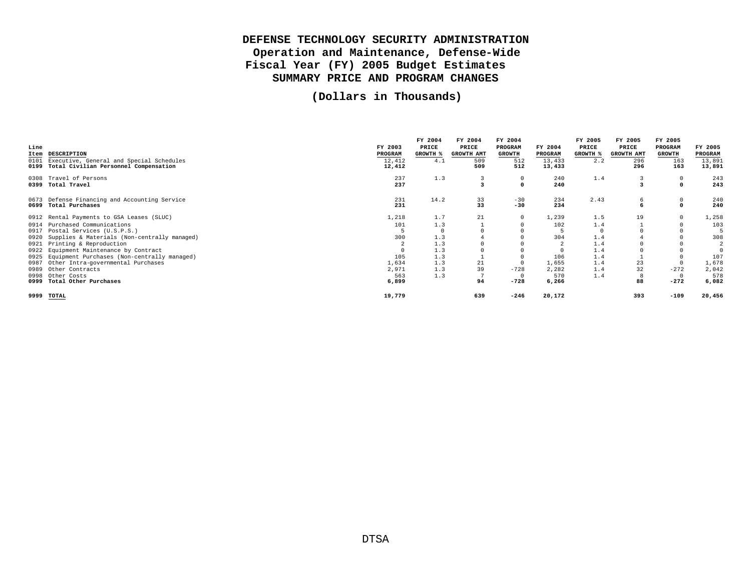# DEFENSE TECHNOLOGY SECURITY ADMINISTRATION
## Operation and Maintenance, Defense-Wide
## Fiscal Year (FY) 2005 Budget Estimates
## SUMMARY PRICE AND PROGRAM CHANGES

**(Dollars in Thousands)**

| Line Item | DESCRIPTION | FY 2003 PROGRAM | FY 2004 PRICE GROWTH % | FY 2004 PRICE GROWTH AMT | FY 2004 PROGRAM GROWTH | FY 2004 PROGRAM | FY 2005 PRICE GROWTH % | FY 2005 PRICE GROWTH AMT | FY 2005 PROGRAM GROWTH | FY 2005 PROGRAM |
|---|---|---|---|---|---|---|---|---|---|---|
| 0101 | Executive, General and Special Schedules | 12,412 | 4.1 | 509 | 512 | 13,433 | 2.2 | 296 | 163 | 13,891 |
| **0199** | **Total Civilian Personnel Compensation** | **12,412** | | **509** | **512** | **13,433** | | **296** | **163** | **13,891** |
| 0308 | Travel of Persons | 237 | 1.3 | 3 | 0 | 240 | 1.4 | 3 | 0 | 243 |
| **0399** | **Total Travel** | **237** | | **3** | **0** | **240** | | **3** | **0** | **243** |
| 0673 | Defense Financing and Accounting Service | 231 | 14.2 | 33 | -30 | 234 | 2.43 | 6 | 0 | 240 |
| **0699** | **Total Purchases** | **231** | | **33** | **-30** | **234** | | **6** | **0** | **240** |
| 0912 | Rental Payments to GSA Leases (SLUC) | 1,218 | 1.7 | 21 | 0 | 1,239 | 1.5 | 19 | 0 | 1,258 |
| 0914 | Purchased Communications | 101 | 1.3 | 1 | 0 | 102 | 1.4 | 1 | 0 | 103 |
| 0917 | Postal Services (U.S.P.S.) | 5 | 0 | 0 | 0 | 5 | 0 | 0 | 0 | 5 |
| 0920 | Supplies & Materials (Non-centrally managed) | 300 | 1.3 | 4 | 0 | 304 | 1.4 | 4 | 0 | 308 |
| 0921 | Printing & Reproduction | 2 | 1.3 | 0 | 0 | 2 | 1.4 | 0 | 0 | 2 |
| 0922 | Equipment Maintenance by Contract | 0 | 1.3 | 0 | 0 | 0 | 1.4 | 0 | 0 | 0 |
| 0925 | Equipment Purchases (Non-centrally managed) | 105 | 1.3 | 1 | 0 | 106 | 1.4 | 1 | 0 | 107 |
| 0987 | Other Intra-governmental Purchases | 1,634 | 1.3 | 21 | 0 | 1,655 | 1.4 | 23 | 0 | 1,678 |
| 0989 | Other Contracts | 2,971 | 1.3 | 39 | -728 | 2,282 | 1.4 | 32 | -272 | 2,042 |
| 0998 | Other Costs | 563 | 1.3 | 7 | 0 | 570 | 1.4 | 8 | 0 | 578 |
| **0999** | **Total Other Purchases** | **6,899** | | **94** | **-728** | **6,266** | | **88** | **-272** | **6,082** |
| **9999** | **TOTAL** | **19,779** | | **639** | **-246** | **20,172** | | **393** | **-109** | **20,456** |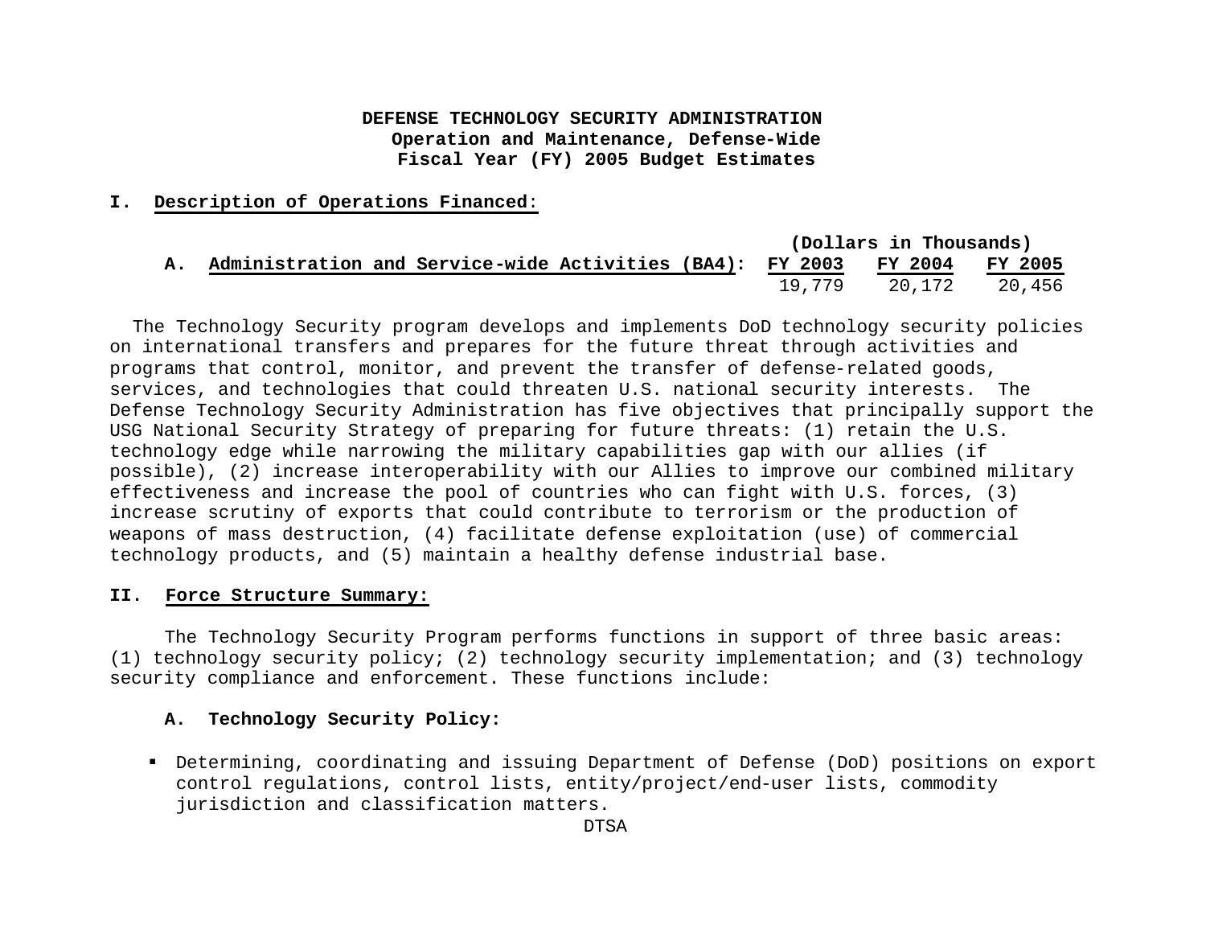**DEFENSE TECHNOLOGY SECURITY ADMINISTRATION**
**Operation and Maintenance, Defense-Wide**
**Fiscal Year (FY) 2005 Budget Estimates**

## I. Description of Operations Financed:

| | (Dollars in Thousands) | | |
|---|---|---|---|
| **A. Administration and Service-wide Activities (BA4):** | **FY 2003** | **FY 2004** | **FY 2005** |
| | 19,779 | 20,172 | 20,456 |

The Technology Security program develops and implements DoD technology security policies on international transfers and prepares for the future threat through activities and programs that control, monitor, and prevent the transfer of defense-related goods, services, and technologies that could threaten U.S. national security interests. The Defense Technology Security Administration has five objectives that principally support the USG National Security Strategy of preparing for future threats: (1) retain the U.S. technology edge while narrowing the military capabilities gap with our allies (if possible), (2) increase interoperability with our Allies to improve our combined military effectiveness and increase the pool of countries who can fight with U.S. forces, (3) increase scrutiny of exports that could contribute to terrorism or the production of weapons of mass destruction, (4) facilitate defense exploitation (use) of commercial technology products, and (5) maintain a healthy defense industrial base.

## II. Force Structure Summary:

The Technology Security Program performs functions in support of three basic areas: (1) technology security policy; (2) technology security implementation; and (3) technology security compliance and enforcement. These functions include:

### A. Technology Security Policy:

- Determining, coordinating and issuing Department of Defense (DoD) positions on export control regulations, control lists, entity/project/end-user lists, commodity jurisdiction and classification matters.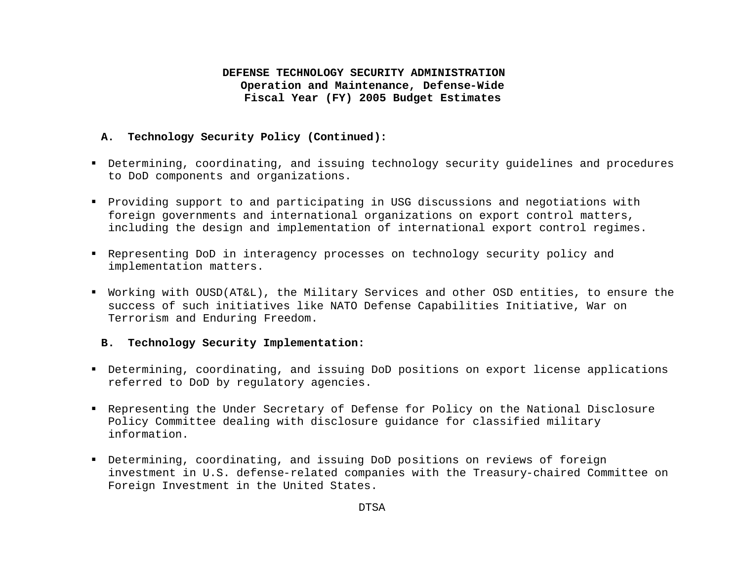**DEFENSE TECHNOLOGY SECURITY ADMINISTRATION**
**Operation and Maintenance, Defense-Wide**
**Fiscal Year (FY) 2005 Budget Estimates**

**A. Technology Security Policy (Continued):**

- Determining, coordinating, and issuing technology security guidelines and procedures to DoD components and organizations.
- Providing support to and participating in USG discussions and negotiations with foreign governments and international organizations on export control matters, including the design and implementation of international export control regimes.
- Representing DoD in interagency processes on technology security policy and implementation matters.
- Working with OUSD(AT&L), the Military Services and other OSD entities, to ensure the success of such initiatives like NATO Defense Capabilities Initiative, War on Terrorism and Enduring Freedom.

**B. Technology Security Implementation:**

- Determining, coordinating, and issuing DoD positions on export license applications referred to DoD by regulatory agencies.
- Representing the Under Secretary of Defense for Policy on the National Disclosure Policy Committee dealing with disclosure guidance for classified military information.
- Determining, coordinating, and issuing DoD positions on reviews of foreign investment in U.S. defense-related companies with the Treasury-chaired Committee on Foreign Investment in the United States.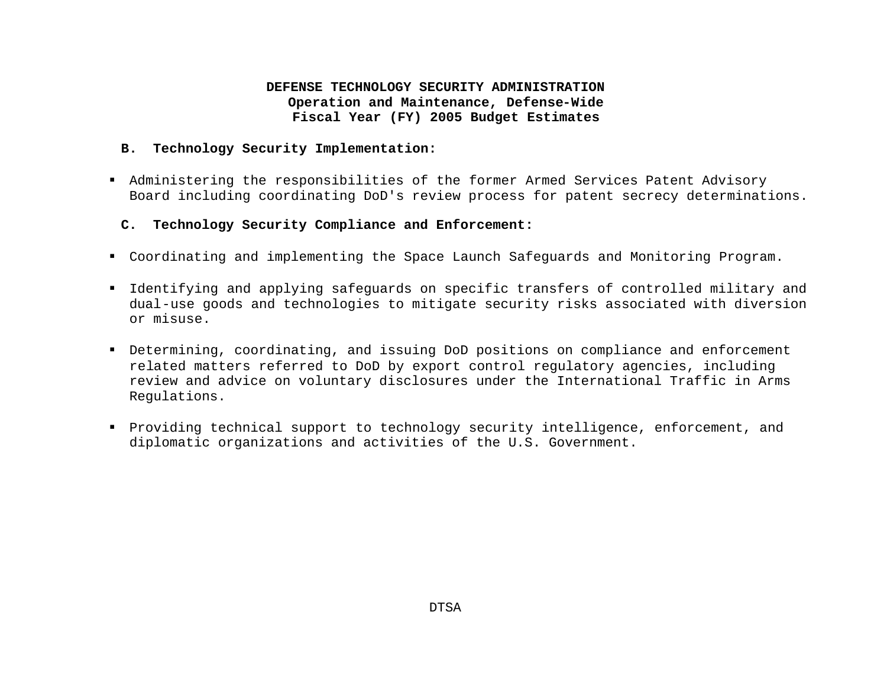**DEFENSE TECHNOLOGY SECURITY ADMINISTRATION**
**Operation and Maintenance, Defense-Wide**
**Fiscal Year (FY) 2005 Budget Estimates**

**B. Technology Security Implementation:**

- Administering the responsibilities of the former Armed Services Patent Advisory Board including coordinating DoD's review process for patent secrecy determinations.

**C. Technology Security Compliance and Enforcement:**

- Coordinating and implementing the Space Launch Safeguards and Monitoring Program.

- Identifying and applying safeguards on specific transfers of controlled military and dual-use goods and technologies to mitigate security risks associated with diversion or misuse.

- Determining, coordinating, and issuing DoD positions on compliance and enforcement related matters referred to DoD by export control regulatory agencies, including review and advice on voluntary disclosures under the International Traffic in Arms Regulations.

- Providing technical support to technology security intelligence, enforcement, and diplomatic organizations and activities of the U.S. Government.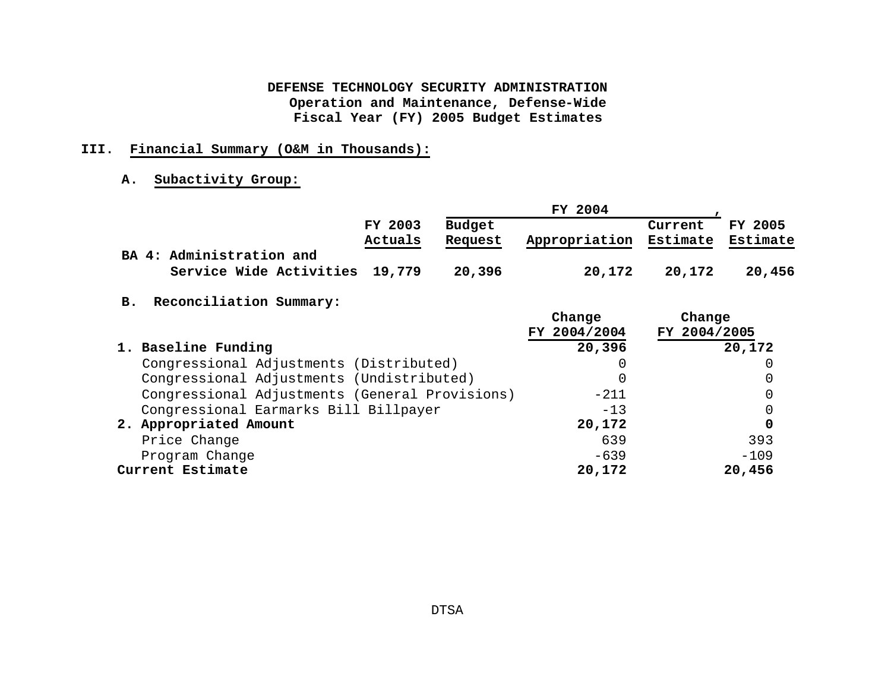**DEFENSE TECHNOLOGY SECURITY ADMINISTRATION**
**Operation and Maintenance, Defense-Wide**
**Fiscal Year (FY) 2005 Budget Estimates**

## III. Financial Summary (O&M in Thousands):

### A. Subactivity Group:

| | FY 2003 | FY 2004 | | | FY 2005 |
|---|---|---|---|---|---|
| | Actuals | Budget Request | Appropriation | Current Estimate | Estimate |
| **BA 4: Administration and Service Wide Activities** | **19,779** | **20,396** | **20,172** | **20,172** | **20,456** |

### B. Reconciliation Summary:

| | Change FY 2004/2004 | Change FY 2004/2005 |
|---|---|---|
| **1. Baseline Funding** | **20,396** | **20,172** |
| Congressional Adjustments (Distributed) | 0 | 0 |
| Congressional Adjustments (Undistributed) | 0 | 0 |
| Congressional Adjustments (General Provisions) | -211 | 0 |
| Congressional Earmarks Bill Billpayer | -13 | 0 |
| **2. Appropriated Amount** | **20,172** | **0** |
| Price Change | 639 | 393 |
| Program Change | -639 | -109 |
| **Current Estimate** | **20,172** | **20,456** |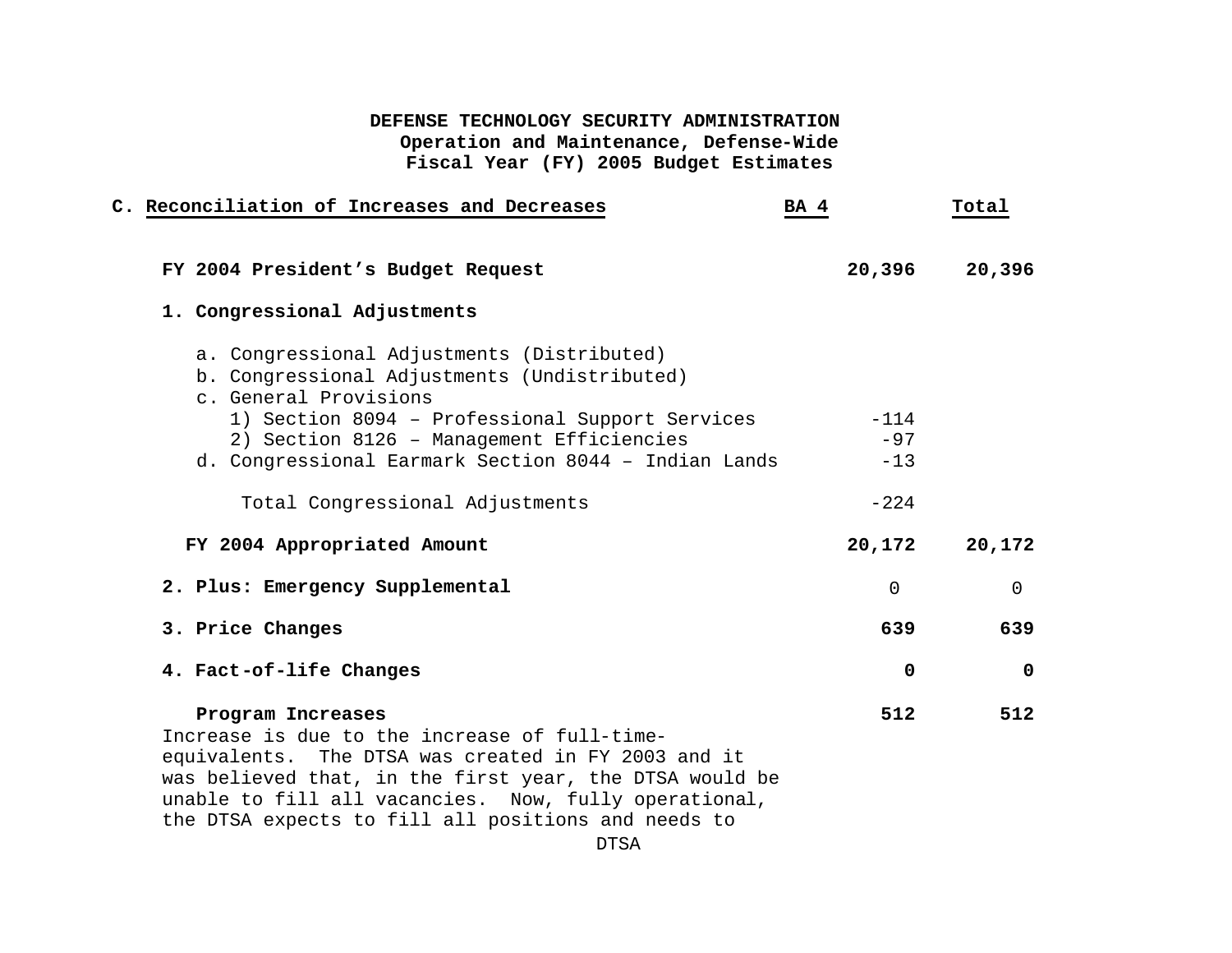**DEFENSE TECHNOLOGY SECURITY ADMINISTRATION**
**Operation and Maintenance, Defense-Wide**
**Fiscal Year (FY) 2005 Budget Estimates**

| C. Reconciliation of Increases and Decreases | BA 4 | Total |
|---|---|---|
| **FY 2004 President's Budget Request** | **20,396** | **20,396** |
| **1. Congressional Adjustments** | | |
| a. Congressional Adjustments (Distributed) | | |
| b. Congressional Adjustments (Undistributed) | | |
| c. General Provisions | | |
| 1) Section 8094 – Professional Support Services | -114 | |
| 2) Section 8126 – Management Efficiencies | -97 | |
| d. Congressional Earmark Section 8044 – Indian Lands | -13 | |
| Total Congressional Adjustments | -224 | |
| **FY 2004 Appropriated Amount** | **20,172** | **20,172** |
| **2. Plus: Emergency Supplemental** | 0 | 0 |
| **3. Price Changes** | **639** | **639** |
| **4. Fact-of-life Changes** | **0** | **0** |
| **Program Increases** | **512** | **512** |

Increase is due to the increase of full-time-equivalents. The DTSA was created in FY 2003 and it was believed that, in the first year, the DTSA would be unable to fill all vacancies. Now, fully operational, the DTSA expects to fill all positions and needs to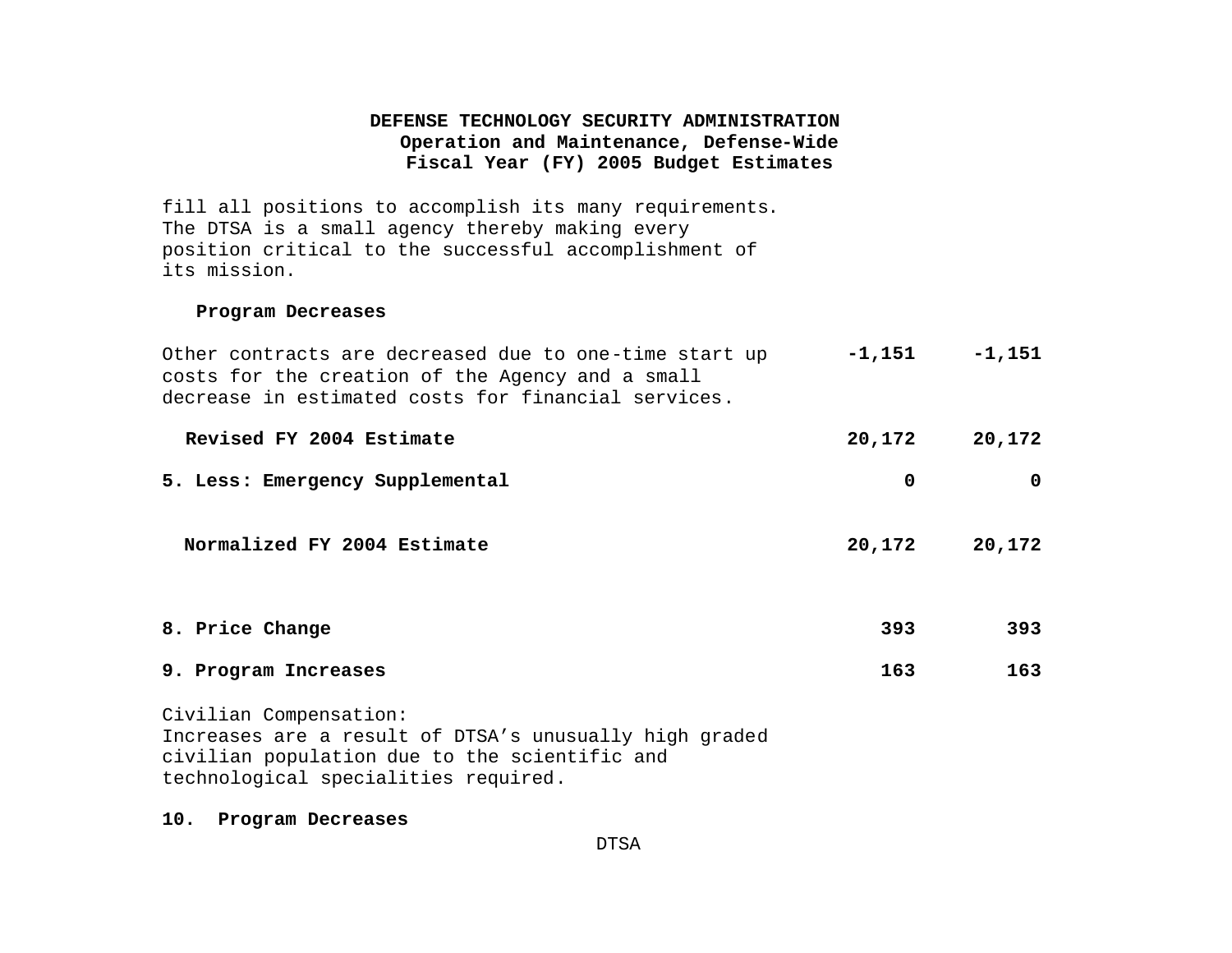# DEFENSE TECHNOLOGY SECURITY ADMINISTRATION
## Operation and Maintenance, Defense-Wide
## Fiscal Year (FY) 2005 Budget Estimates

fill all positions to accomplish its many requirements. The DTSA is a small agency thereby making every position critical to the successful accomplishment of its mission.

| | | |
|---|---|---|
| **Program Decreases** | | |
| Other contracts are decreased due to one-time start up costs for the creation of the Agency and a small decrease in estimated costs for financial services. | **-1,151** | **-1,151** |
| **Revised FY 2004 Estimate** | **20,172** | **20,172** |
| **5. Less: Emergency Supplemental** | **0** | **0** |
| **Normalized FY 2004 Estimate** | **20,172** | **20,172** |
| **8. Price Change** | **393** | **393** |
| **9. Program Increases** | **163** | **163** |

Civilian Compensation:
Increases are a result of DTSA's unusually high graded civilian population due to the scientific and technological specialities required.

**10. Program Decreases**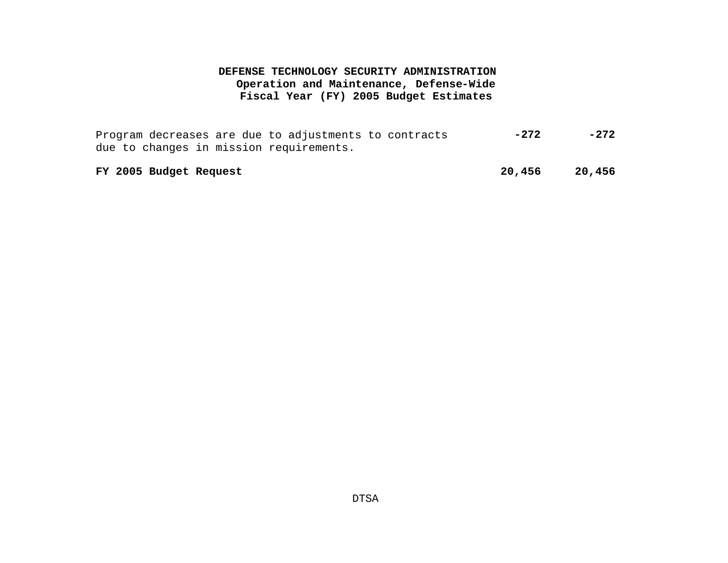**DEFENSE TECHNOLOGY SECURITY ADMINISTRATION**
**Operation and Maintenance, Defense-Wide**
**Fiscal Year (FY) 2005 Budget Estimates**

| | | |
|---|---|---|
| Program decreases are due to adjustments to contracts due to changes in mission requirements. | **-272** | **-272** |
| **FY 2005 Budget Request** | **20,456** | **20,456** |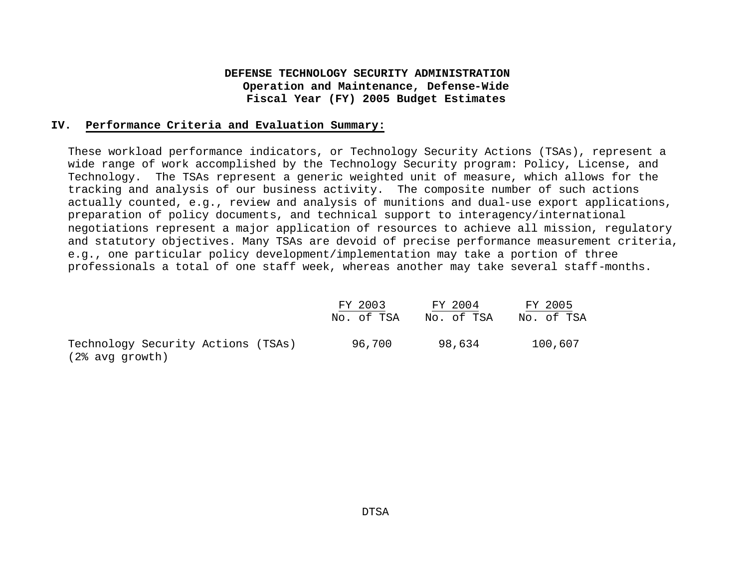**DEFENSE TECHNOLOGY SECURITY ADMINISTRATION**
**Operation and Maintenance, Defense-Wide**
**Fiscal Year (FY) 2005 Budget Estimates**

## IV. Performance Criteria and Evaluation Summary:

These workload performance indicators, or Technology Security Actions (TSAs), represent a wide range of work accomplished by the Technology Security program: Policy, License, and Technology. The TSAs represent a generic weighted unit of measure, which allows for the tracking and analysis of our business activity. The composite number of such actions actually counted, e.g., review and analysis of munitions and dual-use export applications, preparation of policy documents, and technical support to interagency/international negotiations represent a major application of resources to achieve all mission, regulatory and statutory objectives. Many TSAs are devoid of precise performance measurement criteria, e.g., one particular policy development/implementation may take a portion of three professionals a total of one staff week, whereas another may take several staff-months.

| | FY 2003 | FY 2004 | FY 2005 |
|---|---|---|---|
| | No. of TSA | No. of TSA | No. of TSA |
| Technology Security Actions (TSAs) (2% avg growth) | 96,700 | 98,634 | 100,607 |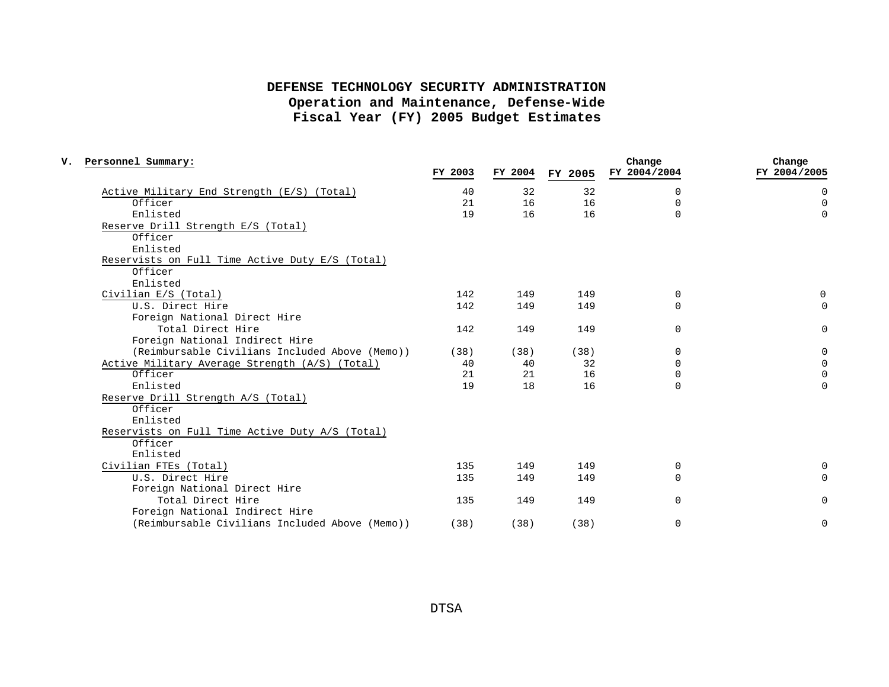# DEFENSE TECHNOLOGY SECURITY ADMINISTRATION
## Operation and Maintenance, Defense-Wide
## Fiscal Year (FY) 2005 Budget Estimates

**V. Personnel Summary:**

| | FY 2003 | FY 2004 | FY 2005 | Change FY 2004/2004 | Change FY 2004/2005 |
|---|---|---|---|---|---|
| Active Military End Strength (E/S) (Total) | 40 | 32 | 32 | 0 | 0 |
| Officer | 21 | 16 | 16 | 0 | 0 |
| Enlisted | 19 | 16 | 16 | 0 | 0 |
| Reserve Drill Strength E/S (Total) | | | | | |
| Officer | | | | | |
| Enlisted | | | | | |
| Reservists on Full Time Active Duty E/S (Total) | | | | | |
| Officer | | | | | |
| Enlisted | | | | | |
| Civilian E/S (Total) | 142 | 149 | 149 | 0 | 0 |
| U.S. Direct Hire | 142 | 149 | 149 | 0 | 0 |
| Foreign National Direct Hire | | | | | |
| Total Direct Hire | 142 | 149 | 149 | 0 | 0 |
| Foreign National Indirect Hire | | | | | |
| (Reimbursable Civilians Included Above (Memo)) | (38) | (38) | (38) | 0 | 0 |
| Active Military Average Strength (A/S) (Total) | 40 | 40 | 32 | 0 | 0 |
| Officer | 21 | 21 | 16 | 0 | 0 |
| Enlisted | 19 | 18 | 16 | 0 | 0 |
| Reserve Drill Strength A/S (Total) | | | | | |
| Officer | | | | | |
| Enlisted | | | | | |
| Reservists on Full Time Active Duty A/S (Total) | | | | | |
| Officer | | | | | |
| Enlisted | | | | | |
| Civilian FTEs (Total) | 135 | 149 | 149 | 0 | 0 |
| U.S. Direct Hire | 135 | 149 | 149 | 0 | 0 |
| Foreign National Direct Hire | | | | | |
| Total Direct Hire | 135 | 149 | 149 | 0 | 0 |
| Foreign National Indirect Hire | | | | | |
| (Reimbursable Civilians Included Above (Memo)) | (38) | (38) | (38) | 0 | 0 |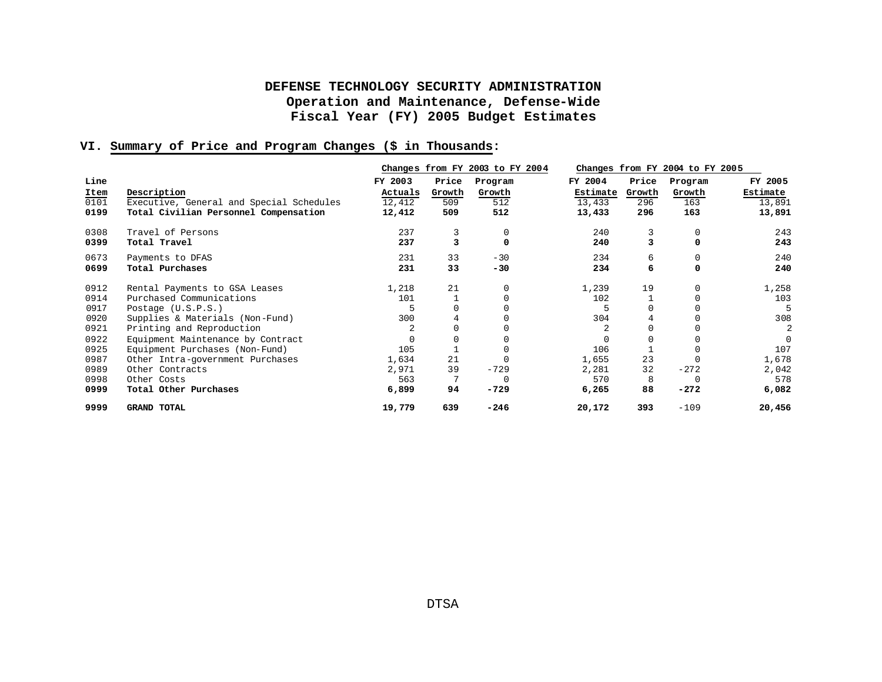# DEFENSE TECHNOLOGY SECURITY ADMINISTRATION
## Operation and Maintenance, Defense-Wide
## Fiscal Year (FY) 2005 Budget Estimates

### VI. Summary of Price and Program Changes ($ in Thousands):

| | | | Changes from FY 2003 to FY 2004 | | | Changes from FY 2004 to FY 2005 | | |
|---|---|---|---|---|---|---|---|---|
| Line Item | Description | FY 2003 Actuals | Price Growth | Program Growth | FY 2004 Estimate | Price Growth | Program Growth | FY 2005 Estimate |
| 0101 | Executive, General and Special Schedules | 12,412 | 509 | 512 | 13,433 | 296 | 163 | 13,891 |
| **0199** | **Total Civilian Personnel Compensation** | **12,412** | **509** | **512** | **13,433** | **296** | **163** | **13,891** |
| 0308 | Travel of Persons | 237 | 3 | 0 | 240 | 3 | 0 | 243 |
| **0399** | **Total Travel** | **237** | **3** | **0** | **240** | **3** | **0** | **243** |
| 0673 | Payments to DFAS | 231 | 33 | -30 | 234 | 6 | 0 | 240 |
| **0699** | **Total Purchases** | **231** | **33** | **-30** | **234** | **6** | **0** | **240** |
| 0912 | Rental Payments to GSA Leases | 1,218 | 21 | 0 | 1,239 | 19 | 0 | 1,258 |
| 0914 | Purchased Communications | 101 | 1 | 0 | 102 | 1 | 0 | 103 |
| 0917 | Postage (U.S.P.S.) | 5 | 0 | 0 | 5 | 0 | 0 | 5 |
| 0920 | Supplies & Materials (Non-Fund) | 300 | 4 | 0 | 304 | 4 | 0 | 308 |
| 0921 | Printing and Reproduction | 2 | 0 | 0 | 2 | 0 | 0 | 2 |
| 0922 | Equipment Maintenance by Contract | 0 | 0 | 0 | 0 | 0 | 0 | 0 |
| 0925 | Equipment Purchases (Non-Fund) | 105 | 1 | 0 | 106 | 1 | 0 | 107 |
| 0987 | Other Intra-government Purchases | 1,634 | 21 | 0 | 1,655 | 23 | 0 | 1,678 |
| 0989 | Other Contracts | 2,971 | 39 | -729 | 2,281 | 32 | -272 | 2,042 |
| 0998 | Other Costs | 563 | 7 | 0 | 570 | 8 | 0 | 578 |
| **0999** | **Total Other Purchases** | **6,899** | **94** | **-729** | **6,265** | **88** | **-272** | **6,082** |
| **9999** | **GRAND TOTAL** | **19,779** | **639** | **-246** | **20,172** | **393** | -109 | **20,456** |